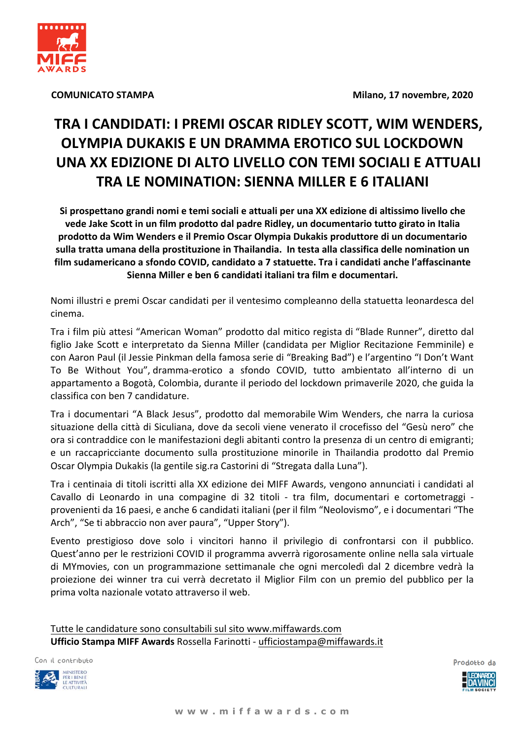**COMUNICATO STAMPA** **Milano, 17 novembre, 2020**

# TRA I CANDIDATI: I PREMI OSCAR RIDLEY SCOTT, WIM WENDERS, OLYMPIA DUKAKIS E UN DRAMMA EROTICO SUL LOCKDOWN UNA XX EDIZIONE DI ALTO LIVELLO CON TEMI SOCIALI E ATTUALI TRA LE NOMINATION: SIENNA MILLER E 6 ITALIANI

**Si prospettano grandi nomi e temi sociali e attuali per una XX edizione di altissimo livello che vede Jake Scott in un film prodotto dal padre Ridley, un documentario tutto girato in Italia prodotto da Wim Wenders e il Premio Oscar Olympia Dukakis produttore di un documentario sulla tratta umana della prostituzione in Thailandia. In testa alla classifica delle nomination un film sudamericano a sfondo COVID, candidato a 7 statuette. Tra i candidati anche l'affascinante Sienna Miller e ben 6 candidati italiani tra film e documentari.**

Nomi illustri e premi Oscar candidati per il ventesimo compleanno della statuetta leonardesca del cinema.

Tra i film più attesi "American Woman" prodotto dal mitico regista di "Blade Runner", diretto dal figlio Jake Scott e interpretato da Sienna Miller (candidata per Miglior Recitazione Femminile) e con Aaron Paul (il Jessie Pinkman della famosa serie di "Breaking Bad") e l'argentino "I Don't Want To Be Without You", dramma-erotico a sfondo COVID, tutto ambientato all'interno di un appartamento a Bogotà, Colombia, durante il periodo del lockdown primaverile 2020, che guida la classifica con ben 7 candidature.

Tra i documentari "A Black Jesus", prodotto dal memorabile Wim Wenders, che narra la curiosa situazione della città di Siculiana, dove da secoli viene venerato il crocefisso del "Gesù nero" che ora si contraddice con le manifestazioni degli abitanti contro la presenza di un centro di emigranti; e un raccapricciante documento sulla prostituzione minorile in Thailandia prodotto dal Premio Oscar Olympia Dukakis (la gentile sig.ra Castorini di "Stregata dalla Luna").

Tra i centinaia di titoli iscritti alla XX edizione dei MIFF Awards, vengono annunciati i candidati al Cavallo di Leonardo in una compagine di 32 titoli - tra film, documentari e cortometraggi - provenienti da 16 paesi, e anche 6 candidati italiani (per il film "Neolovismo", e i documentari "The Arch", "Se ti abbraccio non aver paura", "Upper Story").

Evento prestigioso dove solo i vincitori hanno il privilegio di confrontarsi con il pubblico. Quest'anno per le restrizioni COVID il programma avverrà rigorosamente online nella sala virtuale di MYmovies, con un programmazione settimanale che ogni mercoledì dal 2 dicembre vedrà la proiezione dei winner tra cui verrà decretato il Miglior Film con un premio del pubblico per la prima volta nazionale votato attraverso il web.

Tutte le candidature sono consultabili sul sito www.miffawards.com
**Ufficio Stampa MIFF Awards** Rossella Farinotti - ufficiostampa@miffawards.it

Con il contributo — Ministero per i Beni e le Attività Culturali

Prodotto da Leonardo Da Vinci Film Society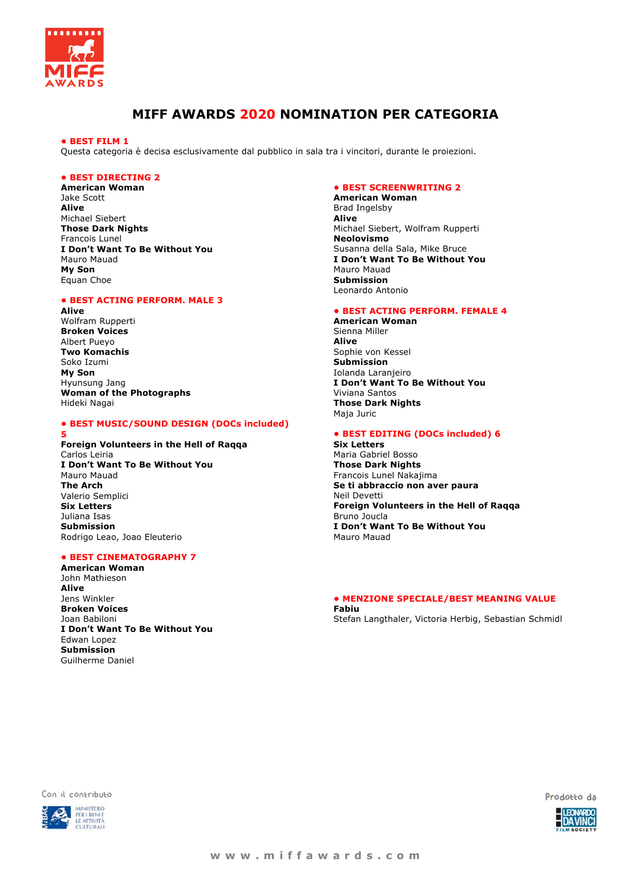# MIFF AWARDS 2020 NOMINATION PER CATEGORIA

**• BEST FILM 1**

Questa categoria è decisa esclusivamente dal pubblico in sala tra i vincitori, durante le proiezioni.

**• BEST DIRECTING 2**

**American Woman**
Jake Scott
**Alive**
Michael Siebert
**Those Dark Nights**
Francois Lunel
**I Don't Want To Be Without You**
Mauro Mauad
**My Son**
Equan Choe

**• BEST ACTING PERFORM. MALE 3**

**Alive**
Wolfram Rupperti
**Broken Voices**
Albert Pueyo
**Two Komachis**
Soko Izumi
**My Son**
Hyunsung Jang
**Woman of the Photographs**
Hideki Nagai

**• BEST MUSIC/SOUND DESIGN (DOCs included) 5**

**Foreign Volunteers in the Hell of Raqqa**
Carlos Leiria
**I Don't Want To Be Without You**
Mauro Mauad
**The Arch**
Valerio Semplici
**Six Letters**
Juliana Isas
**Submission**
Rodrigo Leao, Joao Eleuterio

**• BEST CINEMATOGRAPHY 7**

**American Woman**
John Mathieson
**Alive**
Jens Winkler
**Broken Voices**
Joan Babiloni
**I Don't Want To Be Without You**
Edwan Lopez
**Submission**
Guilherme Daniel

**• BEST SCREENWRITING 2**

**American Woman**
Brad Ingelsby
**Alive**
Michael Siebert, Wolfram Rupperti
**Neolovismo**
Susanna della Sala, Mike Bruce
**I Don't Want To Be Without You**
Mauro Mauad
**Submission**
Leonardo Antonio

**• BEST ACTING PERFORM. FEMALE 4**

**American Woman**
Sienna Miller
**Alive**
Sophie von Kessel
**Submission**
Iolanda Laranjeiro
**I Don't Want To Be Without You**
Viviana Santos
**Those Dark Nights**
Maja Juric

**• BEST EDITING (DOCs included) 6**

**Six Letters**
Maria Gabriel Bosso
**Those Dark Nights**
Francois Lunel Nakajima
**Se ti abbraccio non aver paura**
Neil Devetti
**Foreign Volunteers in the Hell of Raqqa**
Bruno Joucla
**I Don't Want To Be Without You**
Mauro Mauad

**• MENZIONE SPECIALE/BEST MEANING VALUE**

**Fabiu**
Stefan Langthaler, Victoria Herbig, Sebastian Schmidl

Con il contributo

MINISTERO PER I BENI E LE ATTIVITÀ CULTURALI

Prodotto da

LEONARDO DA VINCI FILM SOCIETY

www.miffawards.com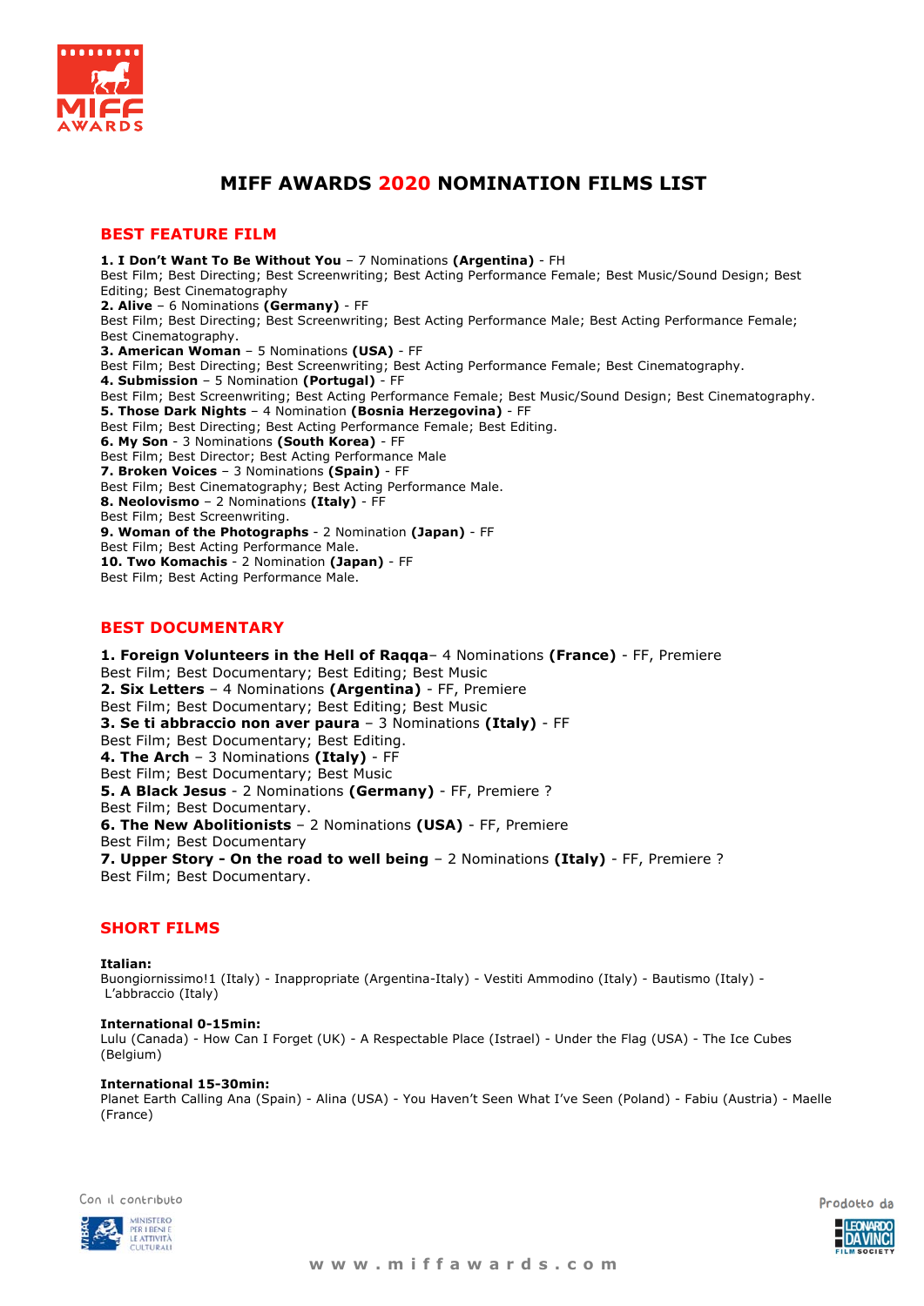# MIFF AWARDS 2020 NOMINATION FILMS LIST

## BEST FEATURE FILM

**1. I Don't Want To Be Without You** – 7 Nominations **(Argentina)** - FH
Best Film; Best Directing; Best Screenwriting; Best Acting Performance Female; Best Music/Sound Design; Best Editing; Best Cinematography
**2. Alive** – 6 Nominations **(Germany)** - FF
Best Film; Best Directing; Best Screenwriting; Best Acting Performance Male; Best Acting Performance Female; Best Cinematography.
**3. American Woman** – 5 Nominations **(USA)** - FF
Best Film; Best Directing; Best Screenwriting; Best Acting Performance Female; Best Cinematography.
**4. Submission** – 5 Nomination **(Portugal)** - FF
Best Film; Best Screenwriting; Best Acting Performance Female; Best Music/Sound Design; Best Cinematography.
**5. Those Dark Nights** – 4 Nomination **(Bosnia Herzegovina)** - FF
Best Film; Best Directing; Best Acting Performance Female; Best Editing.
**6. My Son** - 3 Nominations **(South Korea)** - FF
Best Film; Best Director; Best Acting Performance Male
**7. Broken Voices** – 3 Nominations **(Spain)** - FF
Best Film; Best Cinematography; Best Acting Performance Male.
**8. Neolovismo** – 2 Nominations **(Italy)** - FF
Best Film; Best Screenwriting.
**9. Woman of the Photographs** - 2 Nomination **(Japan)** - FF
Best Film; Best Acting Performance Male.
**10. Two Komachis** - 2 Nomination **(Japan)** - FF
Best Film; Best Acting Performance Male.

## BEST DOCUMENTARY

**1. Foreign Volunteers in the Hell of Raqqa**– 4 Nominations **(France)** - FF, Premiere
Best Film; Best Documentary; Best Editing; Best Music
**2. Six Letters** – 4 Nominations **(Argentina)** - FF, Premiere
Best Film; Best Documentary; Best Editing; Best Music
**3. Se ti abbraccio non aver paura** – 3 Nominations **(Italy)** - FF
Best Film; Best Documentary; Best Editing.
**4. The Arch** – 3 Nominations **(Italy)** - FF
Best Film; Best Documentary; Best Music
**5. A Black Jesus** - 2 Nominations **(Germany)** - FF, Premiere ?
Best Film; Best Documentary.
**6. The New Abolitionists** – 2 Nominations **(USA)** - FF, Premiere
Best Film; Best Documentary
**7. Upper Story - On the road to well being** – 2 Nominations **(Italy)** - FF, Premiere ?
Best Film; Best Documentary.

## SHORT FILMS

**Italian:**
Buongiornissimo!1 (Italy) - Inappropriate (Argentina-Italy) - Vestiti Ammodino (Italy) - Bautismo (Italy) - L'abbraccio (Italy)

**International 0-15min:**
Lulu (Canada) - How Can I Forget (UK) - A Respectable Place (Istrael) - Under the Flag (USA) - The Ice Cubes (Belgium)

**International 15-30min:**
Planet Earth Calling Ana (Spain) - Alina (USA) - You Haven't Seen What I've Seen (Poland) - Fabiu (Austria) - Maelle (France)

Con il contributo

MINISTERO PER I BENI E LE ATTIVITÀ CULTURALI

Prodotto da

LEONARDO DA VINCI FILM SOCIETY

www.miffawards.com